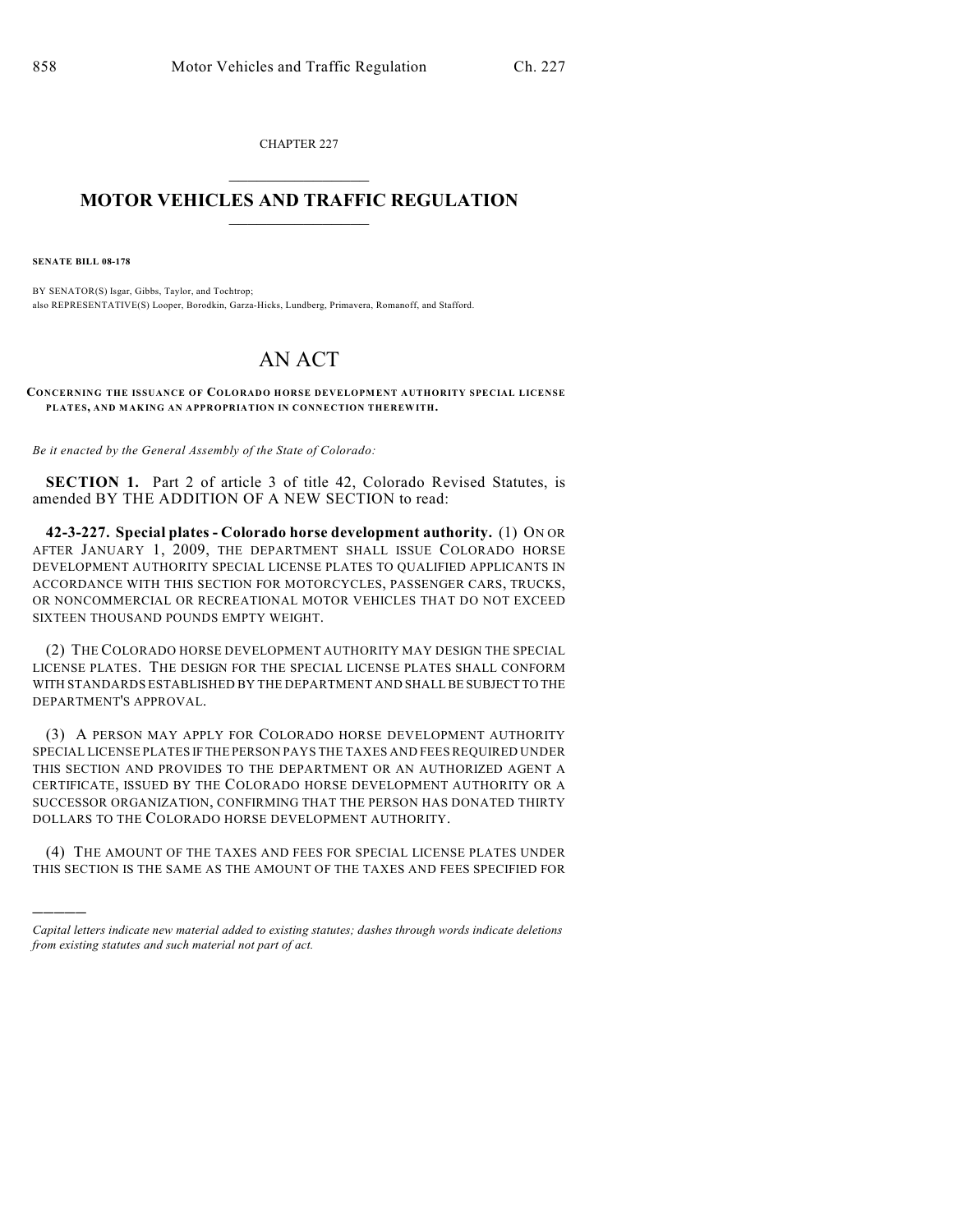CHAPTER 227

# MOTOR VEHICLES AND TRAFFIC REGULATION

**SENATE BILL 08-178**

BY SENATOR(S) Isgar, Gibbs, Taylor, and Tochtrop;
also REPRESENTATIVE(S) Looper, Borodkin, Garza-Hicks, Lundberg, Primavera, Romanoff, and Stafford.

# AN ACT

**CONCERNING THE ISSUANCE OF COLORADO HORSE DEVELOPMENT AUTHORITY SPECIAL LICENSE PLATES, AND MAKING AN APPROPRIATION IN CONNECTION THEREWITH.**

*Be it enacted by the General Assembly of the State of Colorado:*

**SECTION 1.** Part 2 of article 3 of title 42, Colorado Revised Statutes, is amended BY THE ADDITION OF A NEW SECTION to read:

**42-3-227. Special plates - Colorado horse development authority.** (1) ON OR AFTER JANUARY 1, 2009, THE DEPARTMENT SHALL ISSUE COLORADO HORSE DEVELOPMENT AUTHORITY SPECIAL LICENSE PLATES TO QUALIFIED APPLICANTS IN ACCORDANCE WITH THIS SECTION FOR MOTORCYCLES, PASSENGER CARS, TRUCKS, OR NONCOMMERCIAL OR RECREATIONAL MOTOR VEHICLES THAT DO NOT EXCEED SIXTEEN THOUSAND POUNDS EMPTY WEIGHT.

(2) THE COLORADO HORSE DEVELOPMENT AUTHORITY MAY DESIGN THE SPECIAL LICENSE PLATES. THE DESIGN FOR THE SPECIAL LICENSE PLATES SHALL CONFORM WITH STANDARDS ESTABLISHED BY THE DEPARTMENT AND SHALL BE SUBJECT TO THE DEPARTMENT'S APPROVAL.

(3) A PERSON MAY APPLY FOR COLORADO HORSE DEVELOPMENT AUTHORITY SPECIAL LICENSE PLATES IF THE PERSON PAYS THE TAXES AND FEES REQUIRED UNDER THIS SECTION AND PROVIDES TO THE DEPARTMENT OR AN AUTHORIZED AGENT A CERTIFICATE, ISSUED BY THE COLORADO HORSE DEVELOPMENT AUTHORITY OR A SUCCESSOR ORGANIZATION, CONFIRMING THAT THE PERSON HAS DONATED THIRTY DOLLARS TO THE COLORADO HORSE DEVELOPMENT AUTHORITY.

(4) THE AMOUNT OF THE TAXES AND FEES FOR SPECIAL LICENSE PLATES UNDER THIS SECTION IS THE SAME AS THE AMOUNT OF THE TAXES AND FEES SPECIFIED FOR

---

*Capital letters indicate new material added to existing statutes; dashes through words indicate deletions from existing statutes and such material not part of act.*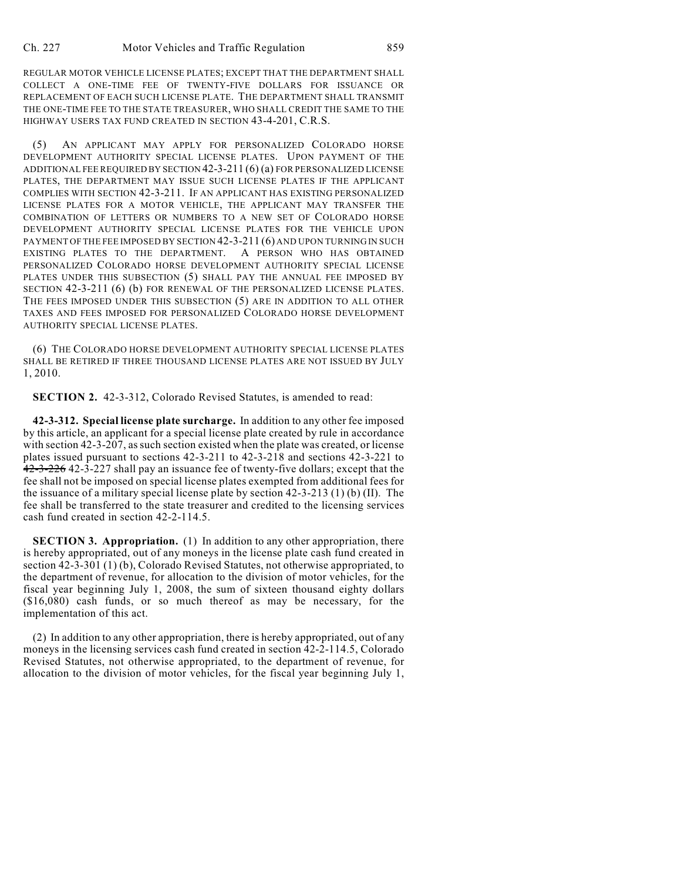REGULAR MOTOR VEHICLE LICENSE PLATES; EXCEPT THAT THE DEPARTMENT SHALL COLLECT A ONE-TIME FEE OF TWENTY-FIVE DOLLARS FOR ISSUANCE OR REPLACEMENT OF EACH SUCH LICENSE PLATE. THE DEPARTMENT SHALL TRANSMIT THE ONE-TIME FEE TO THE STATE TREASURER, WHO SHALL CREDIT THE SAME TO THE HIGHWAY USERS TAX FUND CREATED IN SECTION 43-4-201, C.R.S.

(5) AN APPLICANT MAY APPLY FOR PERSONALIZED COLORADO HORSE DEVELOPMENT AUTHORITY SPECIAL LICENSE PLATES. UPON PAYMENT OF THE ADDITIONAL FEE REQUIRED BY SECTION 42-3-211 (6) (a) FOR PERSONALIZED LICENSE PLATES, THE DEPARTMENT MAY ISSUE SUCH LICENSE PLATES IF THE APPLICANT COMPLIES WITH SECTION 42-3-211. IF AN APPLICANT HAS EXISTING PERSONALIZED LICENSE PLATES FOR A MOTOR VEHICLE, THE APPLICANT MAY TRANSFER THE COMBINATION OF LETTERS OR NUMBERS TO A NEW SET OF COLORADO HORSE DEVELOPMENT AUTHORITY SPECIAL LICENSE PLATES FOR THE VEHICLE UPON PAYMENT OF THE FEE IMPOSED BY SECTION 42-3-211 (6) AND UPON TURNING IN SUCH EXISTING PLATES TO THE DEPARTMENT. A PERSON WHO HAS OBTAINED PERSONALIZED COLORADO HORSE DEVELOPMENT AUTHORITY SPECIAL LICENSE PLATES UNDER THIS SUBSECTION (5) SHALL PAY THE ANNUAL FEE IMPOSED BY SECTION 42-3-211 (6) (b) FOR RENEWAL OF THE PERSONALIZED LICENSE PLATES. THE FEES IMPOSED UNDER THIS SUBSECTION (5) ARE IN ADDITION TO ALL OTHER TAXES AND FEES IMPOSED FOR PERSONALIZED COLORADO HORSE DEVELOPMENT AUTHORITY SPECIAL LICENSE PLATES.

(6) THE COLORADO HORSE DEVELOPMENT AUTHORITY SPECIAL LICENSE PLATES SHALL BE RETIRED IF THREE THOUSAND LICENSE PLATES ARE NOT ISSUED BY JULY 1, 2010.

**SECTION 2.** 42-3-312, Colorado Revised Statutes, is amended to read:

**42-3-312. Special license plate surcharge.** In addition to any other fee imposed by this article, an applicant for a special license plate created by rule in accordance with section 42-3-207, as such section existed when the plate was created, or license plates issued pursuant to sections 42-3-211 to 42-3-218 and sections 42-3-221 to ~~42-3-226~~ 42-3-227 shall pay an issuance fee of twenty-five dollars; except that the fee shall not be imposed on special license plates exempted from additional fees for the issuance of a military special license plate by section 42-3-213 (1) (b) (II). The fee shall be transferred to the state treasurer and credited to the licensing services cash fund created in section 42-2-114.5.

**SECTION 3. Appropriation.** (1) In addition to any other appropriation, there is hereby appropriated, out of any moneys in the license plate cash fund created in section 42-3-301 (1) (b), Colorado Revised Statutes, not otherwise appropriated, to the department of revenue, for allocation to the division of motor vehicles, for the fiscal year beginning July 1, 2008, the sum of sixteen thousand eighty dollars ($16,080) cash funds, or so much thereof as may be necessary, for the implementation of this act.

(2) In addition to any other appropriation, there is hereby appropriated, out of any moneys in the licensing services cash fund created in section 42-2-114.5, Colorado Revised Statutes, not otherwise appropriated, to the department of revenue, for allocation to the division of motor vehicles, for the fiscal year beginning July 1,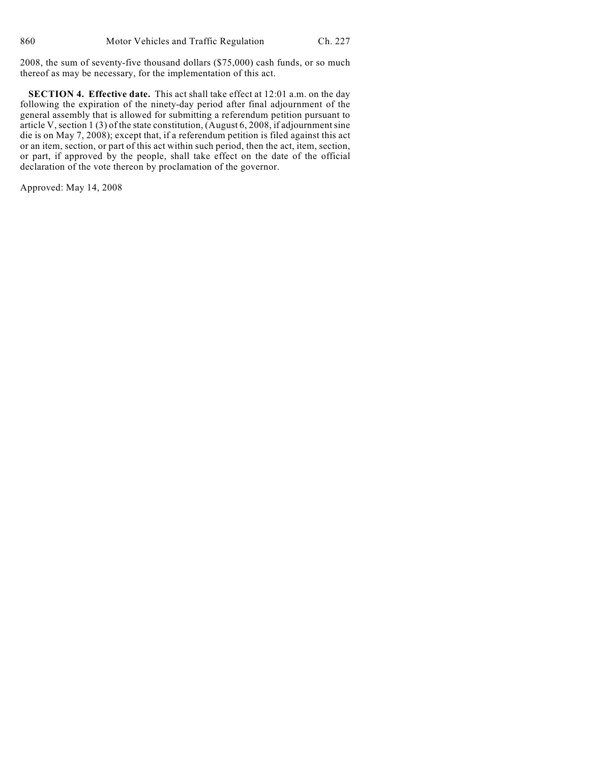2008, the sum of seventy-five thousand dollars ($75,000) cash funds, or so much thereof as may be necessary, for the implementation of this act.

**SECTION 4. Effective date.** This act shall take effect at 12:01 a.m. on the day following the expiration of the ninety-day period after final adjournment of the general assembly that is allowed for submitting a referendum petition pursuant to article V, section 1 (3) of the state constitution, (August 6, 2008, if adjournment sine die is on May 7, 2008); except that, if a referendum petition is filed against this act or an item, section, or part of this act within such period, then the act, item, section, or part, if approved by the people, shall take effect on the date of the official declaration of the vote thereon by proclamation of the governor.

Approved: May 14, 2008